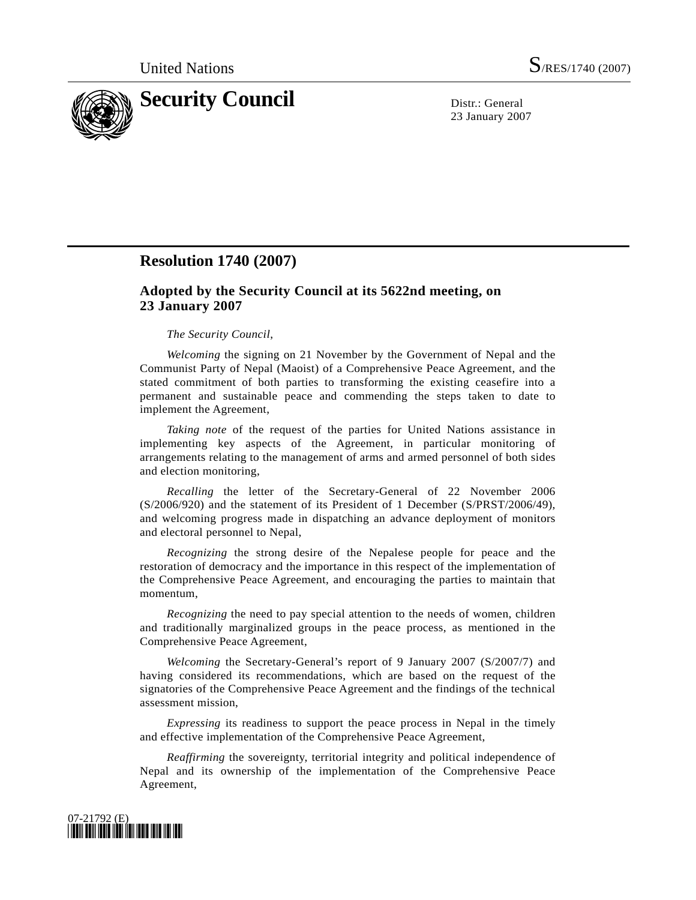# Resolution 1740 (2007)

## Adopted by the Security Council at its 5622nd meeting, on 23 January 2007

*The Security Council*,

*Welcoming* the signing on 21 November by the Government of Nepal and the Communist Party of Nepal (Maoist) of a Comprehensive Peace Agreement, and the stated commitment of both parties to transforming the existing ceasefire into a permanent and sustainable peace and commending the steps taken to date to implement the Agreement,

*Taking note* of the request of the parties for United Nations assistance in implementing key aspects of the Agreement, in particular monitoring of arrangements relating to the management of arms and armed personnel of both sides and election monitoring,

*Recalling* the letter of the Secretary-General of 22 November 2006 (S/2006/920) and the statement of its President of 1 December (S/PRST/2006/49), and welcoming progress made in dispatching an advance deployment of monitors and electoral personnel to Nepal,

*Recognizing* the strong desire of the Nepalese people for peace and the restoration of democracy and the importance in this respect of the implementation of the Comprehensive Peace Agreement, and encouraging the parties to maintain that momentum,

*Recognizing* the need to pay special attention to the needs of women, children and traditionally marginalized groups in the peace process, as mentioned in the Comprehensive Peace Agreement,

*Welcoming* the Secretary-General's report of 9 January 2007 (S/2007/7) and having considered its recommendations, which are based on the request of the signatories of the Comprehensive Peace Agreement and the findings of the technical assessment mission,

*Expressing* its readiness to support the peace process in Nepal in the timely and effective implementation of the Comprehensive Peace Agreement,

*Reaffirming* the sovereignty, territorial integrity and political independence of Nepal and its ownership of the implementation of the Comprehensive Peace Agreement,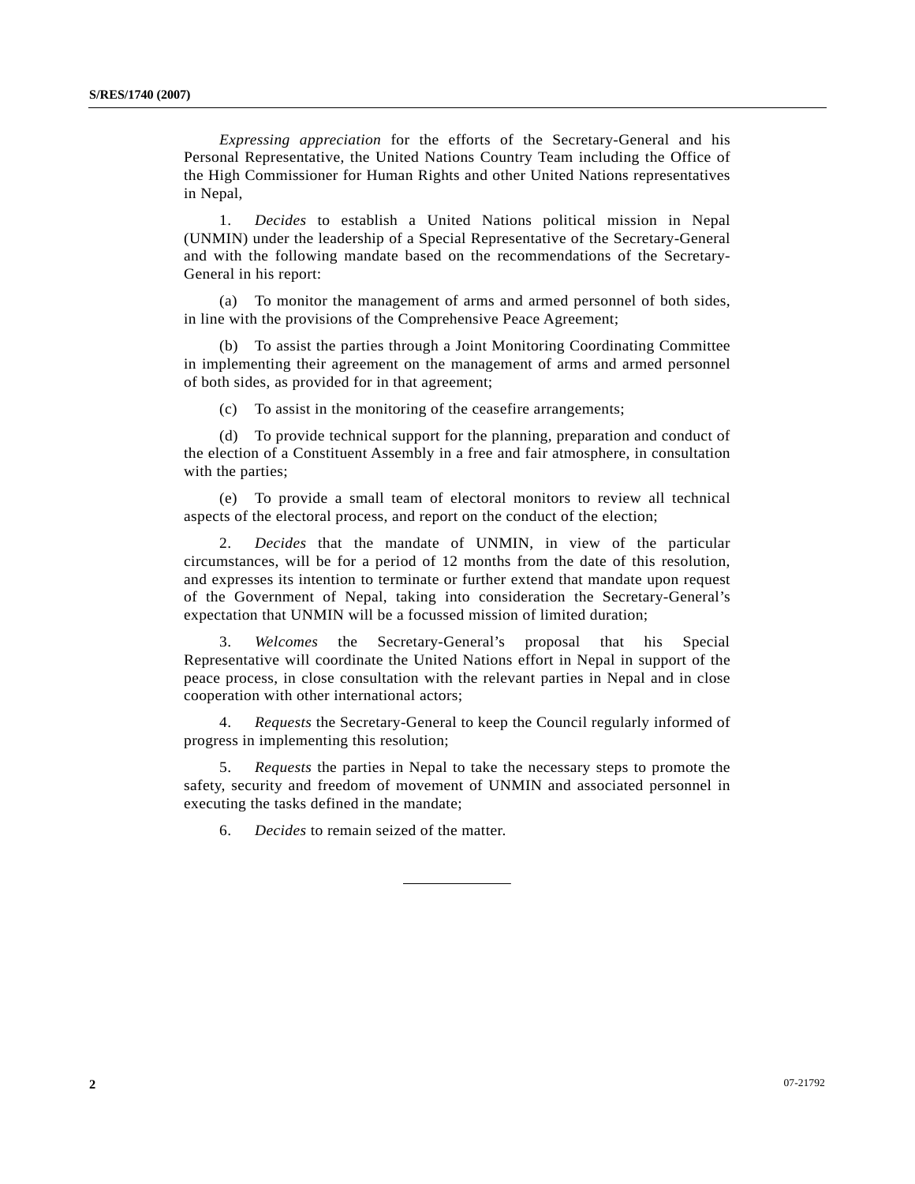*Expressing appreciation* for the efforts of the Secretary-General and his Personal Representative, the United Nations Country Team including the Office of the High Commissioner for Human Rights and other United Nations representatives in Nepal,

1. *Decides* to establish a United Nations political mission in Nepal (UNMIN) under the leadership of a Special Representative of the Secretary-General and with the following mandate based on the recommendations of the Secretary-General in his report:

(a) To monitor the management of arms and armed personnel of both sides, in line with the provisions of the Comprehensive Peace Agreement;

(b) To assist the parties through a Joint Monitoring Coordinating Committee in implementing their agreement on the management of arms and armed personnel of both sides, as provided for in that agreement;

(c) To assist in the monitoring of the ceasefire arrangements;

(d) To provide technical support for the planning, preparation and conduct of the election of a Constituent Assembly in a free and fair atmosphere, in consultation with the parties;

(e) To provide a small team of electoral monitors to review all technical aspects of the electoral process, and report on the conduct of the election;

2. *Decides* that the mandate of UNMIN, in view of the particular circumstances, will be for a period of 12 months from the date of this resolution, and expresses its intention to terminate or further extend that mandate upon request of the Government of Nepal, taking into consideration the Secretary-General's expectation that UNMIN will be a focussed mission of limited duration;

3. *Welcomes* the Secretary-General's proposal that his Special Representative will coordinate the United Nations effort in Nepal in support of the peace process, in close consultation with the relevant parties in Nepal and in close cooperation with other international actors;

4. *Requests* the Secretary-General to keep the Council regularly informed of progress in implementing this resolution;

5. *Requests* the parties in Nepal to take the necessary steps to promote the safety, security and freedom of movement of UNMIN and associated personnel in executing the tasks defined in the mandate;

6. *Decides* to remain seized of the matter.